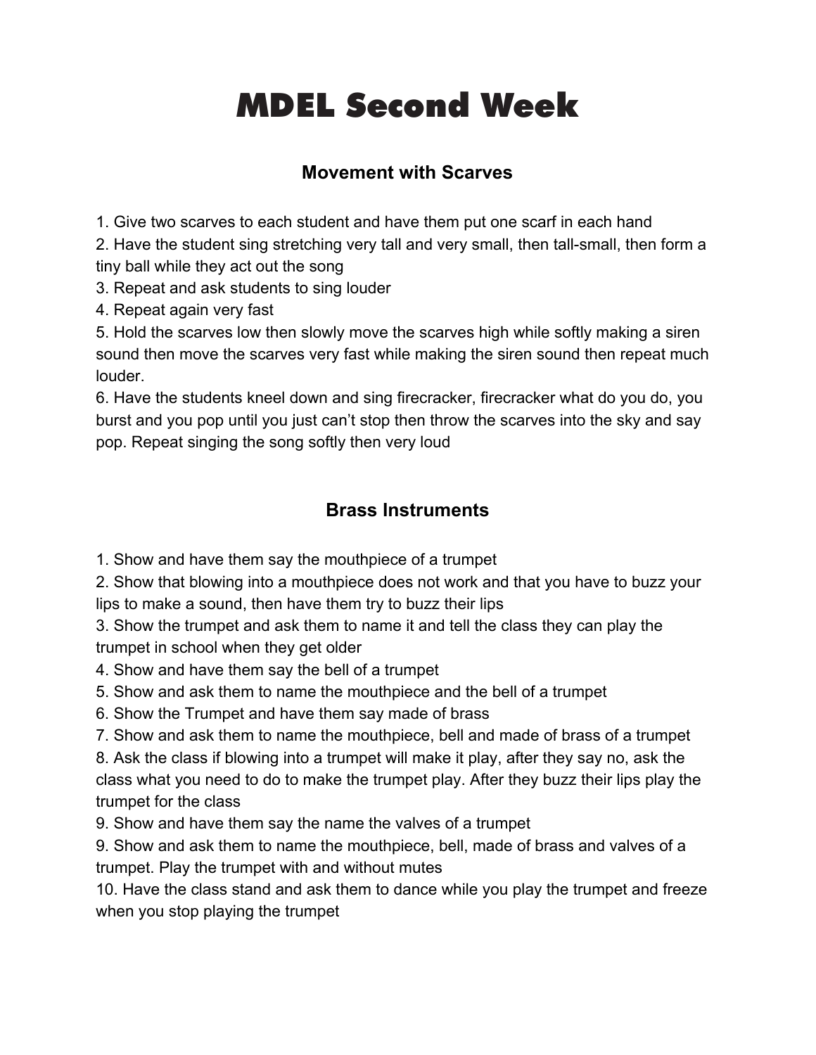# MDEL Second Week

## Movement with Scarves

1. Give two scarves to each student and have them put one scarf in each hand
2. Have the student sing stretching very tall and very small, then tall-small, then form a tiny ball while they act out the song
3. Repeat and ask students to sing louder
4. Repeat again very fast
5. Hold the scarves low then slowly move the scarves high while softly making a siren sound then move the scarves very fast while making the siren sound then repeat much louder.
6. Have the students kneel down and sing firecracker, firecracker what do you do, you burst and you pop until you just can't stop then throw the scarves into the sky and say pop. Repeat singing the song softly then very loud

## Brass Instruments

1. Show and have them say the mouthpiece of a trumpet
2. Show that blowing into a mouthpiece does not work and that you have to buzz your lips to make a sound, then have them try to buzz their lips
3. Show the trumpet and ask them to name it and tell the class they can play the trumpet in school when they get older
4. Show and have them say the bell of a trumpet
5. Show and ask them to name the mouthpiece and the bell of a trumpet
6. Show the Trumpet and have them say made of brass
7. Show and ask them to name the mouthpiece, bell and made of brass of a trumpet
8. Ask the class if blowing into a trumpet will make it play, after they say no, ask the class what you need to do to make the trumpet play. After they buzz their lips play the trumpet for the class

9\. Show and have them say the name the valves of a trumpet

9\. Show and ask them to name the mouthpiece, bell, made of brass and valves of a trumpet. Play the trumpet with and without mutes

10\. Have the class stand and ask them to dance while you play the trumpet and freeze when you stop playing the trumpet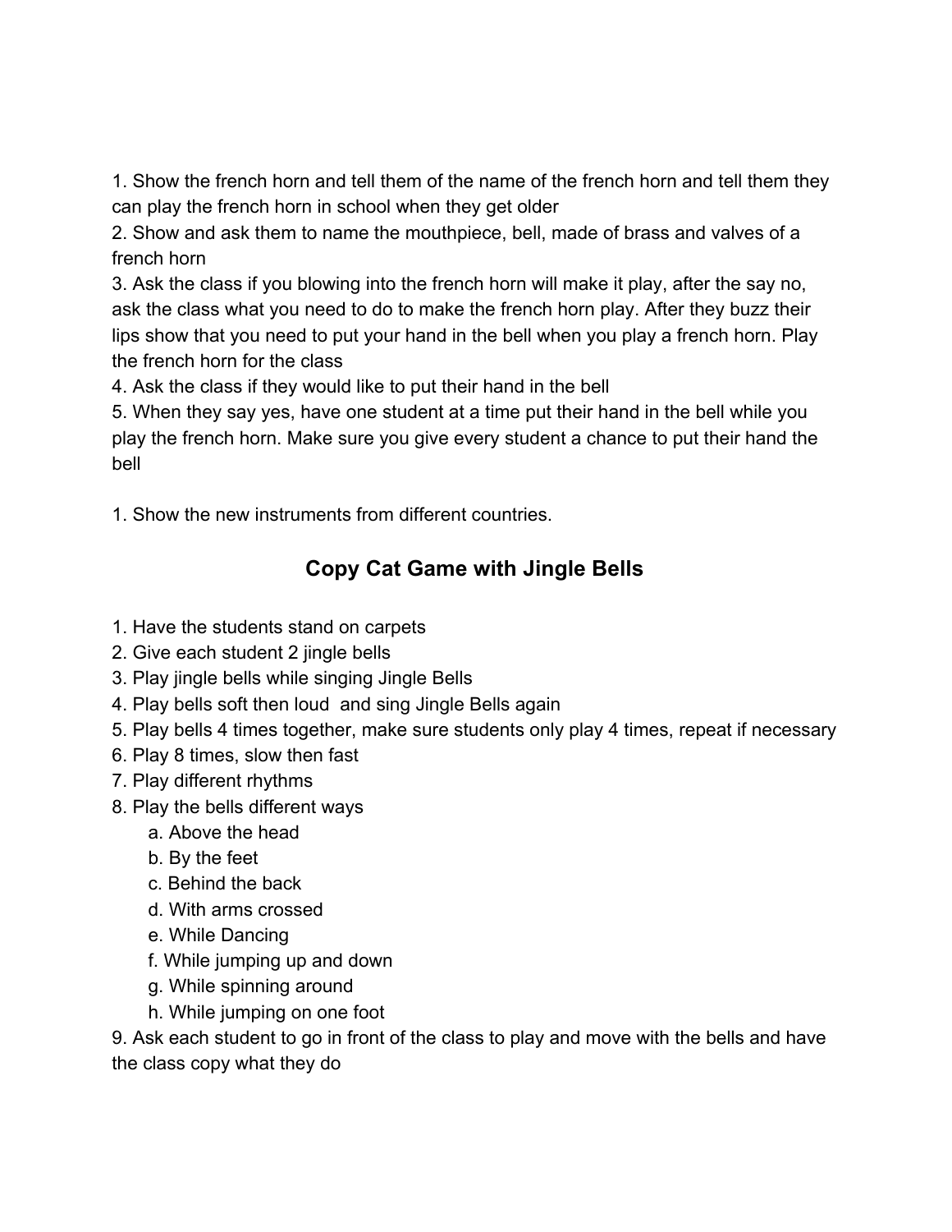1. Show the french horn and tell them of the name of the french horn and tell them they can play the french horn in school when they get older
2. Show and ask them to name the mouthpiece, bell, made of brass and valves of a french horn
3. Ask the class if you blowing into the french horn will make it play, after the say no, ask the class what you need to do to make the french horn play. After they buzz their lips show that you need to put your hand in the bell when you play a french horn. Play the french horn for the class
4. Ask the class if they would like to put their hand in the bell
5. When they say yes, have one student at a time put their hand in the bell while you play the french horn. Make sure you give every student a chance to put their hand the bell

1. Show the new instruments from different countries.

## Copy Cat Game with Jingle Bells

1. Have the students stand on carpets
2. Give each student 2 jingle bells
3. Play jingle bells while singing Jingle Bells
4. Play bells soft then loud and sing Jingle Bells again
5. Play bells 4 times together, make sure students only play 4 times, repeat if necessary
6. Play 8 times, slow then fast
7. Play different rhythms
8. Play the bells different ways
    a. Above the head
    b. By the feet
    c. Behind the back
    d. With arms crossed
    e. While Dancing
    f. While jumping up and down
    g. While spinning around
    h. While jumping on one foot
9. Ask each student to go in front of the class to play and move with the bells and have the class copy what they do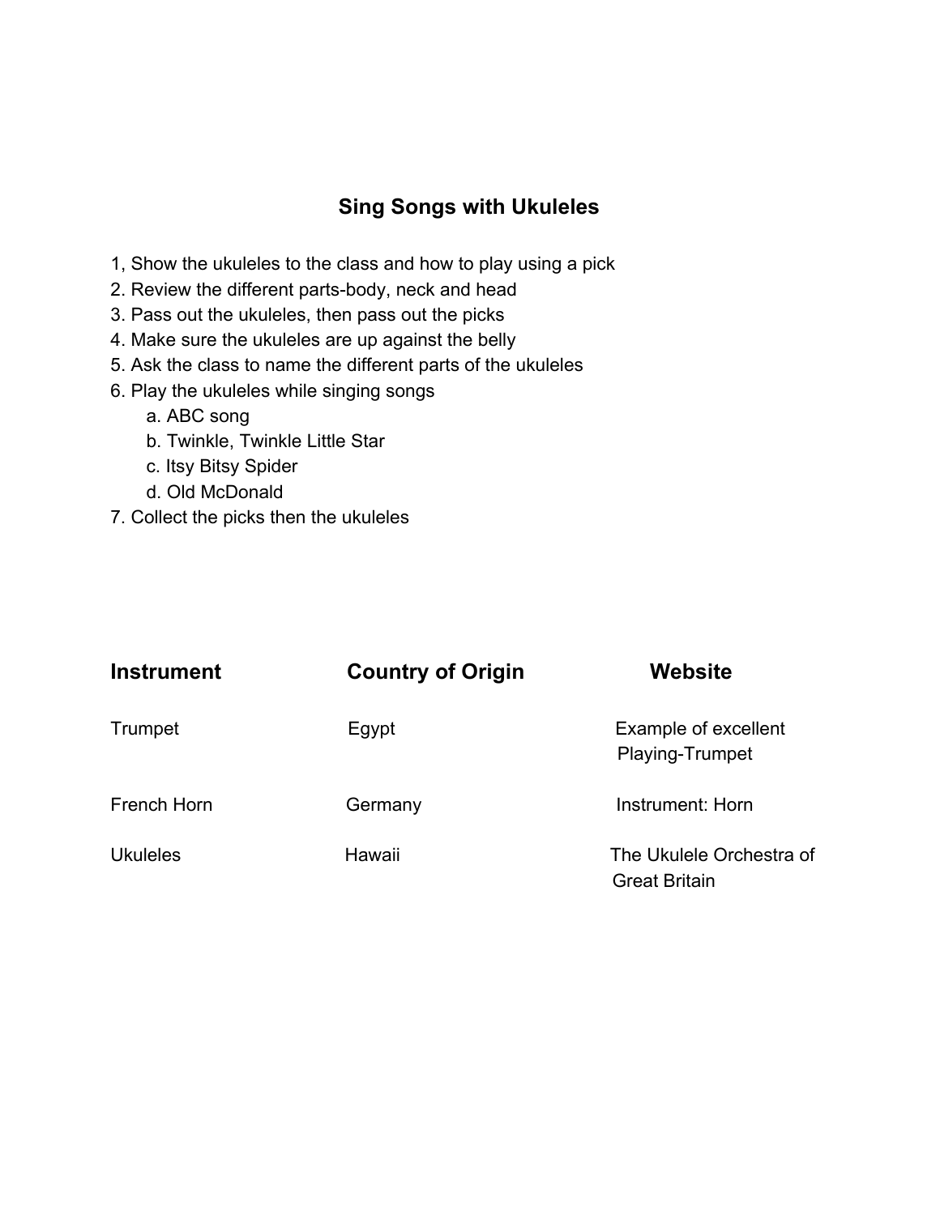## Sing Songs with Ukuleles

1, Show the ukuleles to the class and how to play using a pick
2. Review the different parts-body, neck and head
3. Pass out the ukuleles, then pass out the picks
4. Make sure the ukuleles are up against the belly
5. Ask the class to name the different parts of the ukuleles
6. Play the ukuleles while singing songs
    a. ABC song
    b. Twinkle, Twinkle Little Star
    c. Itsy Bitsy Spider
    d. Old McDonald
7. Collect the picks then the ukuleles

| Instrument | Country of Origin | Website |
|---|---|---|
| Trumpet | Egypt | Example of excellent Playing-Trumpet |
| French Horn | Germany | Instrument: Horn |
| Ukuleles | Hawaii | The Ukulele Orchestra of Great Britain |